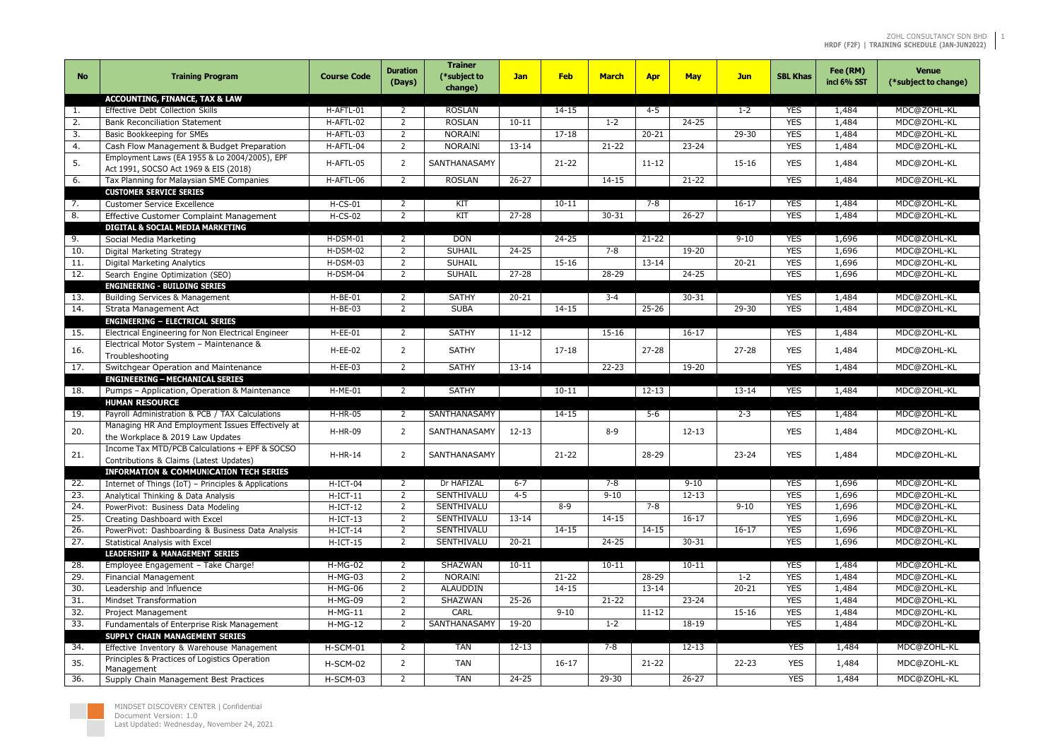| No | Training Program | Course Code | Duration (Days) | Trainer (*subject to change) | Jan | Feb | March | Apr | May | Jun | SBL Khas | Fee (RM) incl 6% SST | Venue (*subject to change) |
|---|---|---|---|---|---|---|---|---|---|---|---|---|---|
| | **ACCOUNTING, FINANCE, TAX & LAW** | | | | | | | | | | | | |
| 1. | Effective Debt Collection Skills | H-AFTL-01 | 2 | ROSLAN | | 14-15 | | 4-5 | | 1-2 | YES | 1,484 | MDC@ZOHL-KL |
| 2. | Bank Reconciliation Statement | H-AFTL-02 | 2 | ROSLAN | 10-11 | | 1-2 | | 24-25 | | YES | 1,484 | MDC@ZOHL-KL |
| 3. | Basic Bookkeeping for SMEs | H-AFTL-03 | 2 | NORAINI | | 17-18 | | 20-21 | | 29-30 | YES | 1,484 | MDC@ZOHL-KL |
| 4. | Cash Flow Management & Budget Preparation | H-AFTL-04 | 2 | NORAINI | 13-14 | | 21-22 | | 23-24 | | YES | 1,484 | MDC@ZOHL-KL |
| 5. | Employment Laws (EA 1955 & Lo 2004/2005), EPF Act 1991, SOCSO Act 1969 & EIS (2018) | H-AFTL-05 | 2 | SANTHANASAMY | | 21-22 | | 11-12 | | 15-16 | YES | 1,484 | MDC@ZOHL-KL |
| 6. | Tax Planning for Malaysian SME Companies | H-AFTL-06 | 2 | ROSLAN | 26-27 | | 14-15 | | 21-22 | | YES | 1,484 | MDC@ZOHL-KL |
| | **CUSTOMER SERVICE SERIES** | | | | | | | | | | | | |
| 7. | Customer Service Excellence | H-CS-01 | 2 | KIT | | 10-11 | | 7-8 | | 16-17 | YES | 1,484 | MDC@ZOHL-KL |
| 8. | Effective Customer Complaint Management | H-CS-02 | 2 | KIT | 27-28 | | 30-31 | | 26-27 | | YES | 1,484 | MDC@ZOHL-KL |
| | **DIGITAL & SOCIAL MEDIA MARKETING** | | | | | | | | | | | | |
| 9. | Social Media Marketing | H-DSM-01 | 2 | DON | | 24-25 | | 21-22 | | 9-10 | YES | 1,696 | MDC@ZOHL-KL |
| 10. | Digital Marketing Strategy | H-DSM-02 | 2 | SUHAIL | 24-25 | | 7-8 | | 19-20 | | YES | 1,696 | MDC@ZOHL-KL |
| 11. | Digital Marketing Analytics | H-DSM-03 | 2 | SUHAIL | | 15-16 | | 13-14 | | 20-21 | YES | 1,696 | MDC@ZOHL-KL |
| 12. | Search Engine Optimization (SEO) | H-DSM-04 | 2 | SUHAIL | 27-28 | | 28-29 | | 24-25 | | YES | 1,696 | MDC@ZOHL-KL |
| | **ENGINEERING - BUILDING SERIES** | | | | | | | | | | | | |
| 13. | Building Services & Management | H-BE-01 | 2 | SATHY | 20-21 | | 3-4 | | 30-31 | | YES | 1,484 | MDC@ZOHL-KL |
| 14. | Strata Management Act | H-BE-03 | 2 | SUBA | | 14-15 | | 25-26 | | 29-30 | YES | 1,484 | MDC@ZOHL-KL |
| | **ENGINEERING – ELECTRICAL SERIES** | | | | | | | | | | | | |
| 15. | Electrical Engineering for Non Electrical Engineer | H-EE-01 | 2 | SATHY | 11-12 | | 15-16 | | 16-17 | | YES | 1,484 | MDC@ZOHL-KL |
| 16. | Electrical Motor System – Maintenance & Troubleshooting | H-EE-02 | 2 | SATHY | | 17-18 | | 27-28 | | 27-28 | YES | 1,484 | MDC@ZOHL-KL |
| 17. | Switchgear Operation and Maintenance | H-EE-03 | 2 | SATHY | 13-14 | | 22-23 | | 19-20 | | YES | 1,484 | MDC@ZOHL-KL |
| | **ENGINEERING – MECHANICAL SERIES** | | | | | | | | | | | | |
| 18. | Pumps – Application, Operation & Maintenance | H-ME-01 | 2 | SATHY | | 10-11 | | 12-13 | | 13-14 | YES | 1,484 | MDC@ZOHL-KL |
| | **HUMAN RESOURCE** | | | | | | | | | | | | |
| 19. | Payroll Administration & PCB / TAX Calculations | H-HR-05 | 2 | SANTHANASAMY | | 14-15 | | 5-6 | | 2-3 | YES | 1,484 | MDC@ZOHL-KL |
| 20. | Managing HR And Employment Issues Effectively at the Workplace & 2019 Law Updates | H-HR-09 | 2 | SANTHANASAMY | 12-13 | | 8-9 | | 12-13 | | YES | 1,484 | MDC@ZOHL-KL |
| 21. | Income Tax MTD/PCB Calculations + EPF & SOCSO Contributions & Claims (Latest Updates) | H-HR-14 | 2 | SANTHANASAMY | | 21-22 | | 28-29 | | 23-24 | YES | 1,484 | MDC@ZOHL-KL |
| | **INFORMATION & COMMUNICATION TECH SERIES** | | | | | | | | | | | | |
| 22. | Internet of Things (IoT) – Principles & Applications | H-ICT-04 | 2 | Dr HAFIZAL | 6-7 | | 7-8 | | 9-10 | | YES | 1,696 | MDC@ZOHL-KL |
| 23. | Analytical Thinking & Data Analysis | H-ICT-11 | 2 | SENTHIVALU | 4-5 | | 9-10 | | 12-13 | | YES | 1,696 | MDC@ZOHL-KL |
| 24. | PowerPivot: Business Data Modeling | H-ICT-12 | 2 | SENTHIVALU | | 8-9 | | 7-8 | | 9-10 | YES | 1,696 | MDC@ZOHL-KL |
| 25. | Creating Dashboard with Excel | H-ICT-13 | 2 | SENTHIVALU | 13-14 | | 14-15 | | 16-17 | | YES | 1,696 | MDC@ZOHL-KL |
| 26. | PowerPivot: Dashboarding & Business Data Analysis | H-ICT-14 | 2 | SENTHIVALU | | 14-15 | | 14-15 | | 16-17 | YES | 1,696 | MDC@ZOHL-KL |
| 27. | Statistical Analysis with Excel | H-ICT-15 | 2 | SENTHIVALU | 20-21 | | 24-25 | | 30-31 | | YES | 1,696 | MDC@ZOHL-KL |
| | **LEADERSHIP & MANAGEMENT SERIES** | | | | | | | | | | | | |
| 28. | Employee Engagement – Take Charge! | H-MG-02 | 2 | SHAZWAN | 10-11 | | 10-11 | | 10-11 | | YES | 1,484 | MDC@ZOHL-KL |
| 29. | Financial Management | H-MG-03 | 2 | NORAINI | | 21-22 | | 28-29 | | 1-2 | YES | 1,484 | MDC@ZOHL-KL |
| 30. | Leadership and Influence | H-MG-06 | 2 | ALAUDDIN | | 14-15 | | 13-14 | | 20-21 | YES | 1,484 | MDC@ZOHL-KL |
| 31. | Mindset Transformation | H-MG-09 | 2 | SHAZWAN | 25-26 | | 21-22 | | 23-24 | | YES | 1,484 | MDC@ZOHL-KL |
| 32. | Project Management | H-MG-11 | 2 | CARL | | 9-10 | | 11-12 | | 15-16 | YES | 1,484 | MDC@ZOHL-KL |
| 33. | Fundamentals of Enterprise Risk Management | H-MG-12 | 2 | SANTHANASAMY | 19-20 | | 1-2 | | 18-19 | | YES | 1,484 | MDC@ZOHL-KL |
| | **SUPPLY CHAIN MANAGEMENT SERIES** | | | | | | | | | | | | |
| 34. | Effective Inventory & Warehouse Management | H-SCM-01 | 2 | TAN | 12-13 | | 7-8 | | 12-13 | | YES | 1,484 | MDC@ZOHL-KL |
| 35. | Principles & Practices of Logistics Operation Management | H-SCM-02 | 2 | TAN | | 16-17 | | 21-22 | | 22-23 | YES | 1,484 | MDC@ZOHL-KL |
| 36. | Supply Chain Management Best Practices | H-SCM-03 | 2 | TAN | 24-25 | | 29-30 | | 26-27 | | YES | 1,484 | MDC@ZOHL-KL |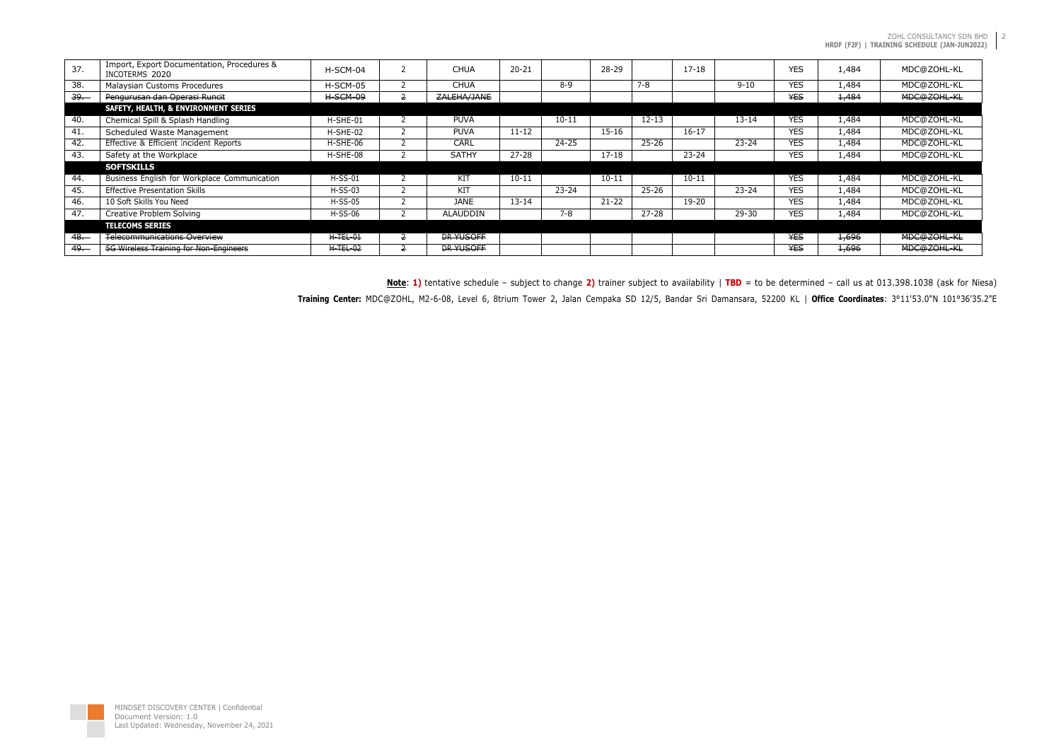| | | | | | | | | | | | | | |
|---|---|---|---|---|---|---|---|---|---|---|---|---|---|
| 37. | Import, Export Documentation, Procedures & INCOTERMS 2020 | H-SCM-04 | 2 | CHUA | 20-21 | | 28-29 | | 17-18 | | YES | 1,484 | MDC@ZOHL-KL |
| 38. | Malaysian Customs Procedures | H-SCM-05 | 2 | CHUA | | 8-9 | | 7-8 | | 9-10 | YES | 1,484 | MDC@ZOHL-KL |
| ~~39.~~ | ~~Pengurusan dan Operasi Runcit~~ | ~~H-SCM-09~~ | ~~2~~ | ~~ZALEHA/JANE~~ | | | | | | | ~~YES~~ | ~~1,484~~ | ~~MDC@ZOHL-KL~~ |
| | **SAFETY, HEALTH, & ENVIRONMENT SERIES** | | | | | | | | | | | | |
| 40. | Chemical Spill & Splash Handling | H-SHE-01 | 2 | PUVA | | 10-11 | | 12-13 | | 13-14 | YES | 1,484 | MDC@ZOHL-KL |
| 41. | Scheduled Waste Management | H-SHE-02 | 2 | PUVA | 11-12 | | 15-16 | | 16-17 | | YES | 1,484 | MDC@ZOHL-KL |
| 42. | Effective & Efficient Incident Reports | H-SHE-06 | 2 | CARL | | 24-25 | | 25-26 | | 23-24 | YES | 1,484 | MDC@ZOHL-KL |
| 43. | Safety at the Workplace | H-SHE-08 | 2 | SATHY | 27-28 | | 17-18 | | 23-24 | | YES | 1,484 | MDC@ZOHL-KL |
| | **SOFTSKILLS** | | | | | | | | | | | | |
| 44. | Business English for Workplace Communication | H-SS-01 | 2 | KIT | 10-11 | | 10-11 | | 10-11 | | YES | 1,484 | MDC@ZOHL-KL |
| 45. | Effective Presentation Skills | H-SS-03 | 2 | KIT | | 23-24 | | 25-26 | | 23-24 | YES | 1,484 | MDC@ZOHL-KL |
| 46. | 10 Soft Skills You Need | H-SS-05 | 2 | JANE | 13-14 | | 21-22 | | 19-20 | | YES | 1,484 | MDC@ZOHL-KL |
| 47. | Creative Problem Solving | H-SS-06 | 2 | ALAUDDIN | | 7-8 | | 27-28 | | 29-30 | YES | 1,484 | MDC@ZOHL-KL |
| | **TELECOMS SERIES** | | | | | | | | | | | | |
| ~~48.~~ | ~~Telecommunications Overview~~ | ~~H-TEL-01~~ | ~~2~~ | ~~DR YUSOFF~~ | | | | | | | ~~YES~~ | ~~1,696~~ | ~~MDC@ZOHL-KL~~ |
| ~~49.~~ | ~~5G Wireless Training for Non-Engineers~~ | ~~H-TEL-02~~ | ~~2~~ | ~~DR YUSOFF~~ | | | | | | | ~~YES~~ | ~~1,696~~ | ~~MDC@ZOHL-KL~~ |

**Note**: **1)** tentative schedule – subject to change **2)** trainer subject to availability | **TBD** = to be determined – call us at 013.398.1038 (ask for Niesa)

**Training Center:** MDC@ZOHL, M2-6-08, Level 6, 8trium Tower 2, Jalan Cempaka SD 12/5, Bandar Sri Damansara, 52200 KL | **Office Coordinates**: 3°11'53.0"N 101°36'35.2"E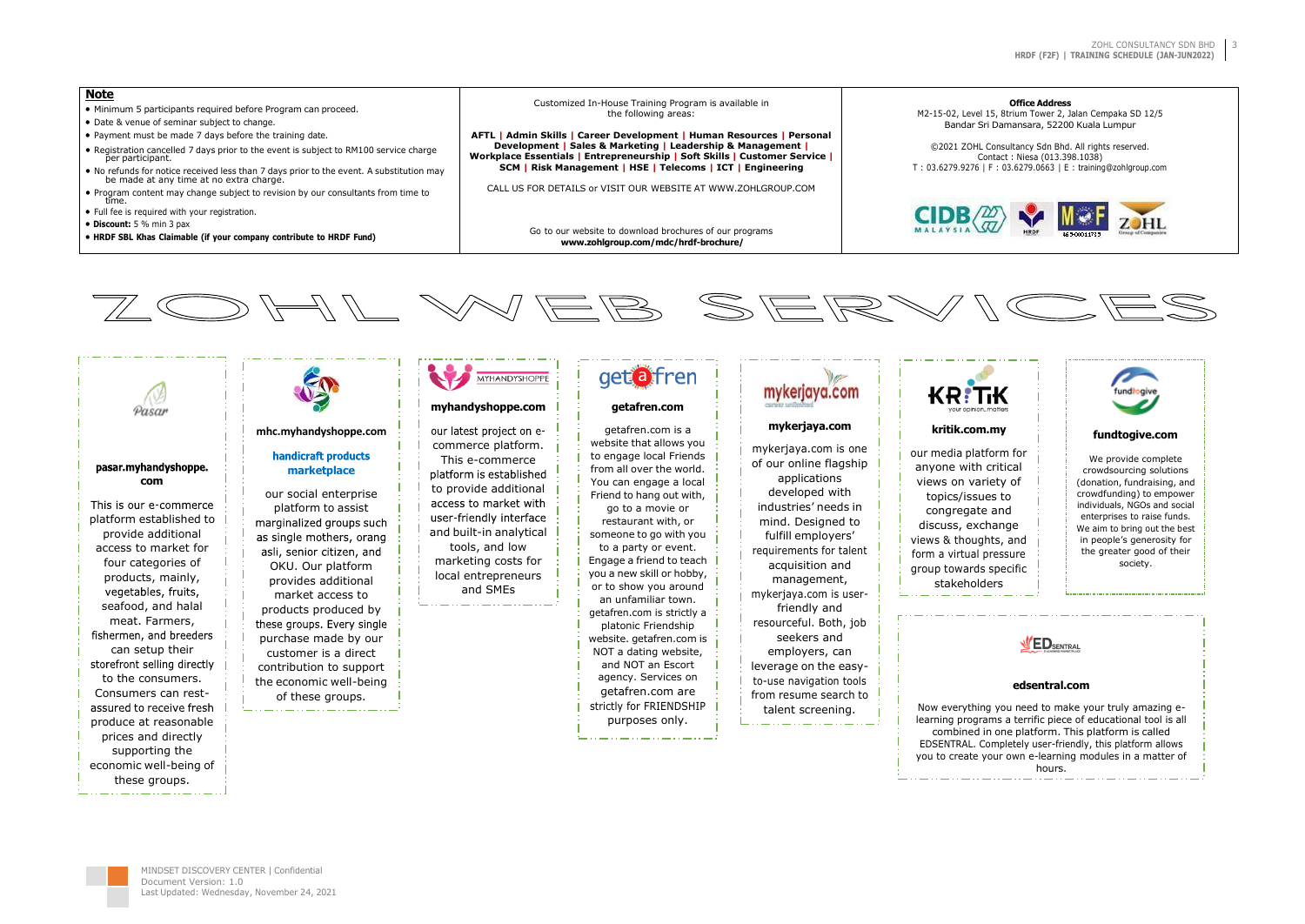## Note

- Minimum 5 participants required before Program can proceed.
- Date & venue of seminar subject to change.
- Payment must be made 7 days before the training date.
- Registration cancelled 7 days prior to the event is subject to RM100 service charge per participant.
- No refunds for notice received less than 7 days prior to the event. A substitution may be made at any time at no extra charge.
- Program content may change subject to revision by our consultants from time to time.
- Full fee is required with your registration.
- **Discount:** 5 % min 3 pax
- **HRDF SBL Khas Claimable (if your company contribute to HRDF Fund)**

Customized In-House Training Program is available in the following areas:

**AFTL | Admin Skills | Career Development | Human Resources | Personal Development | Sales & Marketing | Leadership & Management | Workplace Essentials | Entrepreneurship | Soft Skills | Customer Service | SCM | Risk Management | HSE | Telecoms | ICT | Engineering**

CALL US FOR DETAILS or VISIT OUR WEBSITE AT WWW.ZOHLGROUP.COM

Go to our website to download brochures of our programs
**www.zohlgroup.com/mdc/hrdf-brochure/**

**Office Address**
M2-15-02, Level 15, 8trium Tower 2, Jalan Cempaka SD 12/5
Bandar Sri Damansara, 52200 Kuala Lumpur

©2021 ZOHL Consultancy Sdn Bhd. All rights reserved.
Contact : Niesa (013.398.1038)
T : 03.6279.9276 | F : 03.6279.0663 | E : training@zohlgroup.com

# ZOHL WEB SERVICES

### pasar.myhandyshoppe.com

This is our e-commerce platform established to provide additional access to market for four categories of products, mainly, vegetables, fruits, seafood, and halal meat. Farmers, fishermen, and breeders can setup their storefront selling directly to the consumers. Consumers can rest-assured to receive fresh produce at reasonable prices and directly supporting the economic well-being of these groups.

### mhc.myhandyshoppe.com

**handicraft products marketplace**

our social enterprise platform to assist marginalized groups such as single mothers, orang asli, senior citizen, and OKU. Our platform provides additional market access to products produced by these groups. Every single purchase made by our customer is a direct contribution to support the economic well-being of these groups.

### myhandyshoppe.com

our latest project on e-commerce platform. This e-commerce platform is established to provide additional access to market with user-friendly interface and built-in analytical tools, and low marketing costs for local entrepreneurs and SMEs

### getafren.com

getafren.com is a website that allows you to engage local Friends from all over the world. You can engage a local Friend to hang out with, go to a movie or restaurant with, or someone to go with you to a party or event. Engage a friend to teach you a new skill or hobby, or to show you around an unfamiliar town. getafren.com is strictly a platonic Friendship website. getafren.com is NOT a dating website, and NOT an Escort agency. Services on getafren.com are strictly for FRIENDSHIP purposes only.

### mykerjaya.com

mykerjaya.com is one of our online flagship applications developed with industries' needs in mind. Designed to fulfill employers' requirements for talent acquisition and management, mykerjaya.com is user-friendly and resourceful. Both, job seekers and employers, can leverage on the easy-to-use navigation tools from resume search to talent screening.

### kritik.com.my

our media platform for anyone with critical views on variety of topics/issues to congregate and discuss, exchange views & thoughts, and form a virtual pressure group towards specific stakeholders

### fundtogive.com

We provide complete crowdsourcing solutions (donation, fundraising, and crowdfunding) to empower individuals, NGOs and social enterprises to raise funds. We aim to bring out the best in people's generosity for the greater good of their society.

### edsentral.com

Now everything you need to make your truly amazing e-learning programs a terrific piece of educational tool is all combined in one platform. This platform is called EDSENTRAL. Completely user-friendly, this platform allows you to create your own e-learning modules in a matter of hours.

MINDSET DISCOVERY CENTER | Confidential
Document Version: 1.0
Last Updated: Wednesday, November 24, 2021